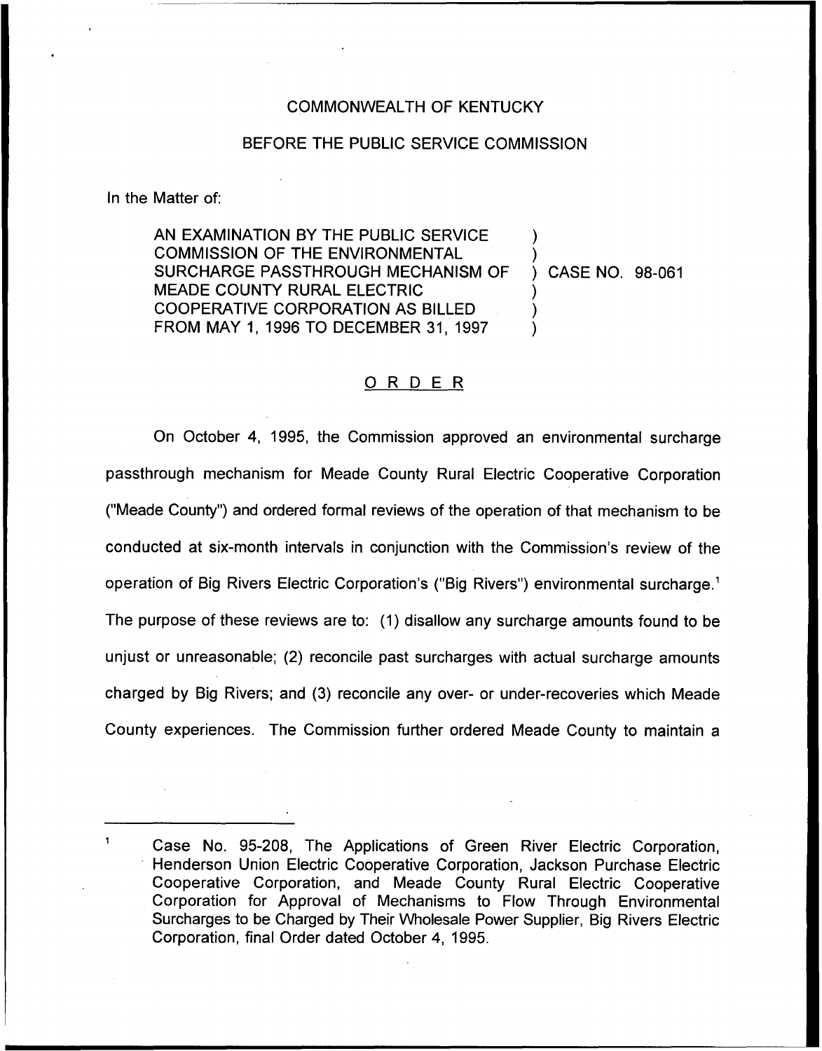COMMONWEALTH OF KENTUCKY

BEFORE THE PUBLIC SERVICE COMMISSION

In the Matter of:

| | | |
|---|---|---|
| AN EXAMINATION BY THE PUBLIC SERVICE COMMISSION OF THE ENVIRONMENTAL SURCHARGE PASSTHROUGH MECHANISM OF MEADE COUNTY RURAL ELECTRIC COOPERATIVE CORPORATION AS BILLED FROM MAY 1, 1996 TO DECEMBER 31, 1997 | ) | CASE NO. 98-061 |

## O R D E R

On October 4, 1995, the Commission approved an environmental surcharge passthrough mechanism for Meade County Rural Electric Cooperative Corporation ("Meade County") and ordered formal reviews of the operation of that mechanism to be conducted at six-month intervals in conjunction with the Commission's review of the operation of Big Rivers Electric Corporation's ("Big Rivers") environmental surcharge.[1] The purpose of these reviews are to: (1) disallow any surcharge amounts found to be unjust or unreasonable; (2) reconcile past surcharges with actual surcharge amounts charged by Big Rivers; and (3) reconcile any over- or under-recoveries which Meade County experiences. The Commission further ordered Meade County to maintain a

---

[1] Case No. 95-208, The Applications of Green River Electric Corporation, Henderson Union Electric Cooperative Corporation, Jackson Purchase Electric Cooperative Corporation, and Meade County Rural Electric Cooperative Corporation for Approval of Mechanisms to Flow Through Environmental Surcharges to be Charged by Their Wholesale Power Supplier, Big Rivers Electric Corporation, final Order dated October 4, 1995.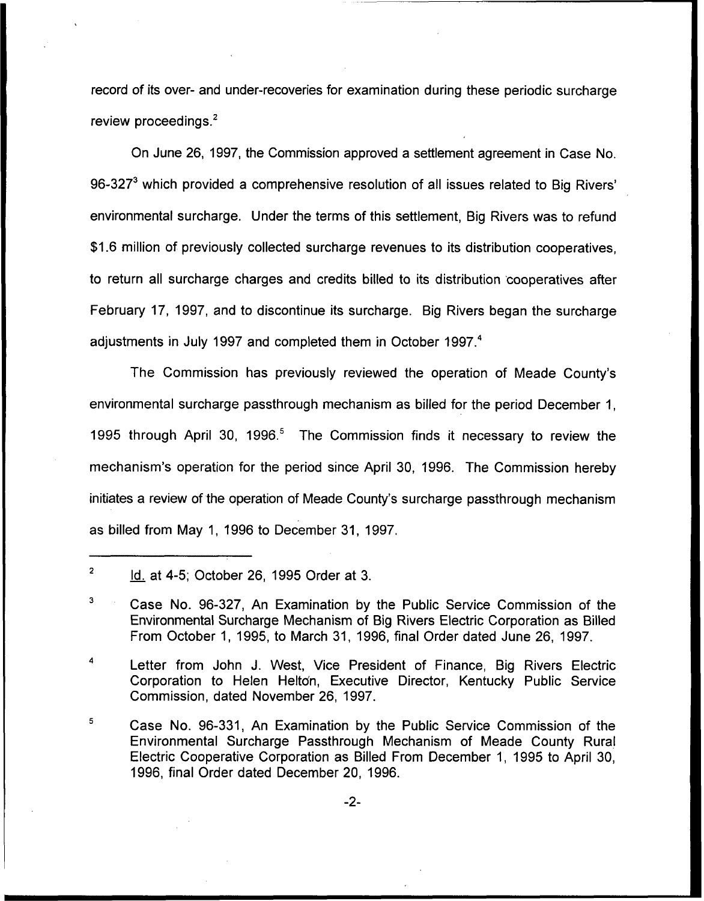record of its over- and under-recoveries for examination during these periodic surcharge review proceedings.[2]

On June 26, 1997, the Commission approved a settlement agreement in Case No. 96-327[3] which provided a comprehensive resolution of all issues related to Big Rivers' environmental surcharge. Under the terms of this settlement, Big Rivers was to refund $1.6 million of previously collected surcharge revenues to its distribution cooperatives, to return all surcharge charges and credits billed to its distribution cooperatives after February 17, 1997, and to discontinue its surcharge. Big Rivers began the surcharge adjustments in July 1997 and completed them in October 1997.[4]

The Commission has previously reviewed the operation of Meade County's environmental surcharge passthrough mechanism as billed for the period December 1, 1995 through April 30, 1996.[5] The Commission finds it necessary to review the mechanism's operation for the period since April 30, 1996. The Commission hereby initiates a review of the operation of Meade County's surcharge passthrough mechanism as billed from May 1, 1996 to December 31, 1997.

---

[2] Id. at 4-5; October 26, 1995 Order at 3.

[3] Case No. 96-327, An Examination by the Public Service Commission of the Environmental Surcharge Mechanism of Big Rivers Electric Corporation as Billed From October 1, 1995, to March 31, 1996, final Order dated June 26, 1997.

[4] Letter from John J. West, Vice President of Finance, Big Rivers Electric Corporation to Helen Helton, Executive Director, Kentucky Public Service Commission, dated November 26, 1997.

[5] Case No. 96-331, An Examination by the Public Service Commission of the Environmental Surcharge Passthrough Mechanism of Meade County Rural Electric Cooperative Corporation as Billed From December 1, 1995 to April 30, 1996, final Order dated December 20, 1996.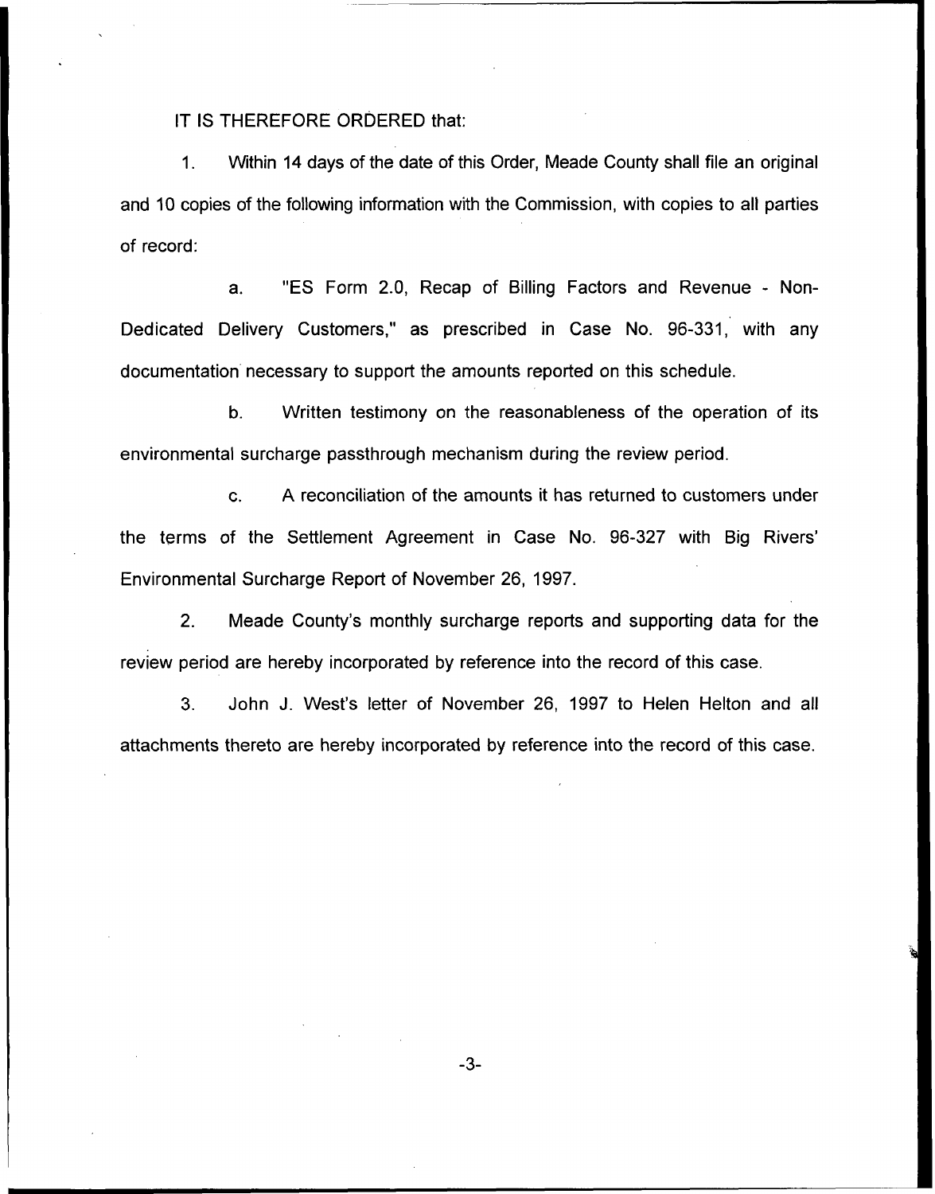IT IS THEREFORE ORDERED that:

1. Within 14 days of the date of this Order, Meade County shall file an original and 10 copies of the following information with the Commission, with copies to all parties of record:

   a. "ES Form 2.0, Recap of Billing Factors and Revenue - Non-Dedicated Delivery Customers," as prescribed in Case No. 96-331, with any documentation necessary to support the amounts reported on this schedule.

   b. Written testimony on the reasonableness of the operation of its environmental surcharge passthrough mechanism during the review period.

   c. A reconciliation of the amounts it has returned to customers under the terms of the Settlement Agreement in Case No. 96-327 with Big Rivers' Environmental Surcharge Report of November 26, 1997.

2. Meade County's monthly surcharge reports and supporting data for the review period are hereby incorporated by reference into the record of this case.

3. John J. West's letter of November 26, 1997 to Helen Helton and all attachments thereto are hereby incorporated by reference into the record of this case.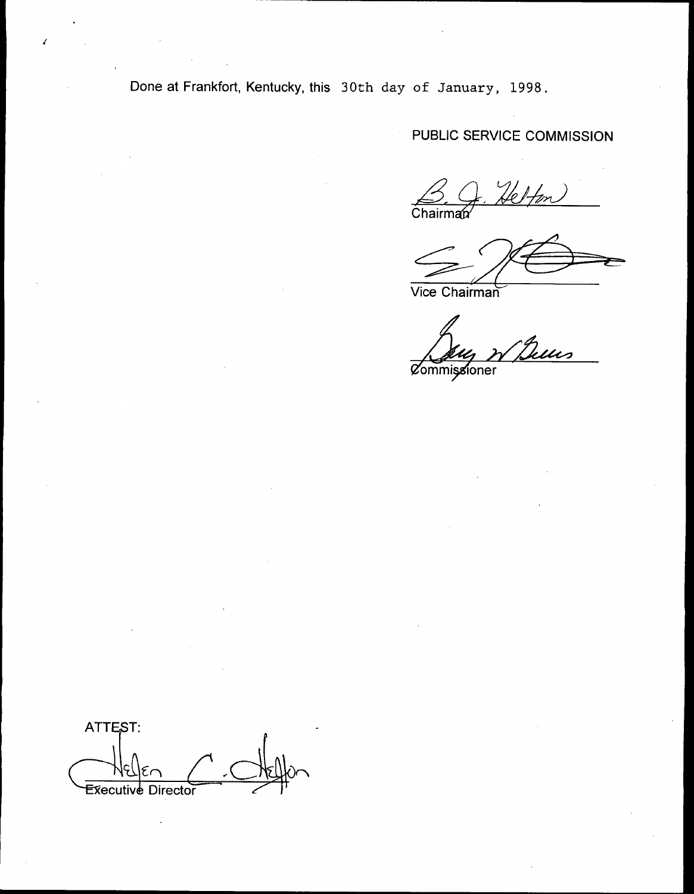Done at Frankfort, Kentucky, this 30th day of January, 1998.

PUBLIC SERVICE COMMISSION

B. J. Helton
Chairman

Vice Chairman

Gary W. Gillis
Commissioner

ATTEST:

Helen C. Helton
Executive Director